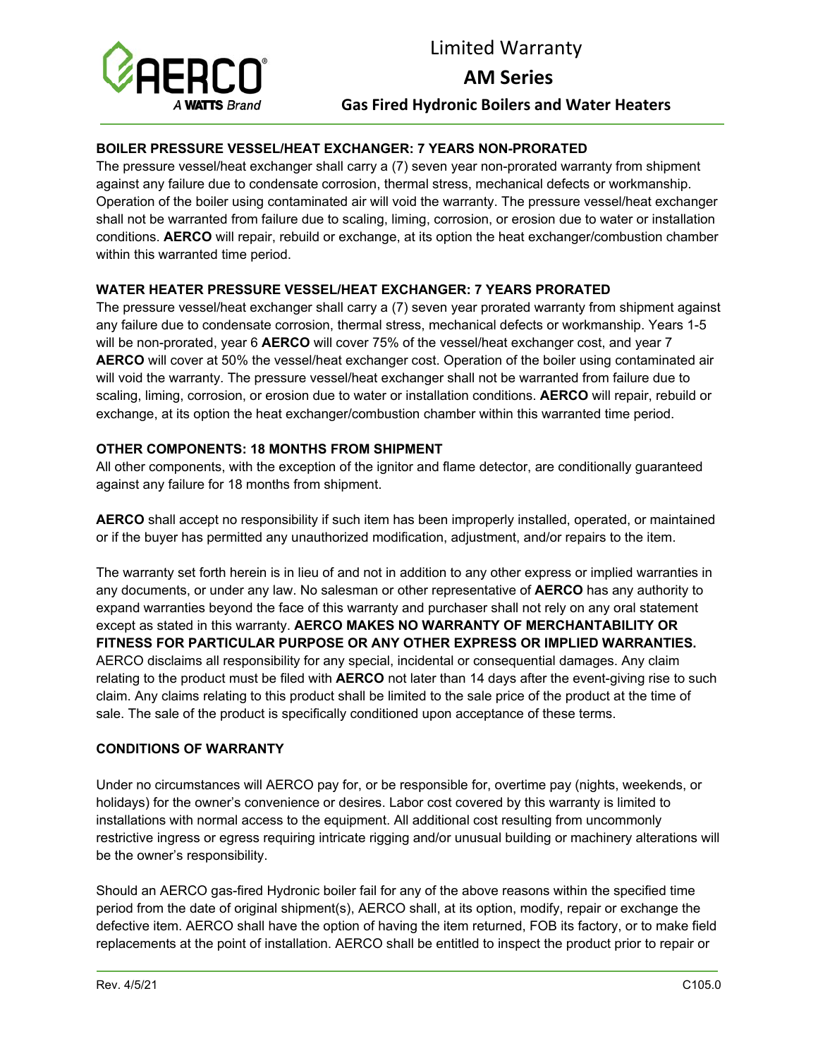# Limited Warranty

## AM Series

### Gas Fired Hydronic Boilers and Water Heaters

**BOILER PRESSURE VESSEL/HEAT EXCHANGER: 7 YEARS NON-PRORATED**

The pressure vessel/heat exchanger shall carry a (7) seven year non-prorated warranty from shipment against any failure due to condensate corrosion, thermal stress, mechanical defects or workmanship. Operation of the boiler using contaminated air will void the warranty. The pressure vessel/heat exchanger shall not be warranted from failure due to scaling, liming, corrosion, or erosion due to water or installation conditions. **AERCO** will repair, rebuild or exchange, at its option the heat exchanger/combustion chamber within this warranted time period.

**WATER HEATER PRESSURE VESSEL/HEAT EXCHANGER: 7 YEARS PRORATED**

The pressure vessel/heat exchanger shall carry a (7) seven year prorated warranty from shipment against any failure due to condensate corrosion, thermal stress, mechanical defects or workmanship. Years 1-5 will be non-prorated, year 6 **AERCO** will cover 75% of the vessel/heat exchanger cost, and year 7 **AERCO** will cover at 50% the vessel/heat exchanger cost. Operation of the boiler using contaminated air will void the warranty. The pressure vessel/heat exchanger shall not be warranted from failure due to scaling, liming, corrosion, or erosion due to water or installation conditions. **AERCO** will repair, rebuild or exchange, at its option the heat exchanger/combustion chamber within this warranted time period.

**OTHER COMPONENTS: 18 MONTHS FROM SHIPMENT**

All other components, with the exception of the ignitor and flame detector, are conditionally guaranteed against any failure for 18 months from shipment.

**AERCO** shall accept no responsibility if such item has been improperly installed, operated, or maintained or if the buyer has permitted any unauthorized modification, adjustment, and/or repairs to the item.

The warranty set forth herein is in lieu of and not in addition to any other express or implied warranties in any documents, or under any law. No salesman or other representative of **AERCO** has any authority to expand warranties beyond the face of this warranty and purchaser shall not rely on any oral statement except as stated in this warranty. **AERCO MAKES NO WARRANTY OF MERCHANTABILITY OR FITNESS FOR PARTICULAR PURPOSE OR ANY OTHER EXPRESS OR IMPLIED WARRANTIES.** AERCO disclaims all responsibility for any special, incidental or consequential damages. Any claim relating to the product must be filed with **AERCO** not later than 14 days after the event-giving rise to such claim. Any claims relating to this product shall be limited to the sale price of the product at the time of sale. The sale of the product is specifically conditioned upon acceptance of these terms.

**CONDITIONS OF WARRANTY**

Under no circumstances will AERCO pay for, or be responsible for, overtime pay (nights, weekends, or holidays) for the owner's convenience or desires. Labor cost covered by this warranty is limited to installations with normal access to the equipment. All additional cost resulting from uncommonly restrictive ingress or egress requiring intricate rigging and/or unusual building or machinery alterations will be the owner's responsibility.

Should an AERCO gas-fired Hydronic boiler fail for any of the above reasons within the specified time period from the date of original shipment(s), AERCO shall, at its option, modify, repair or exchange the defective item. AERCO shall have the option of having the item returned, FOB its factory, or to make field replacements at the point of installation. AERCO shall be entitled to inspect the product prior to repair or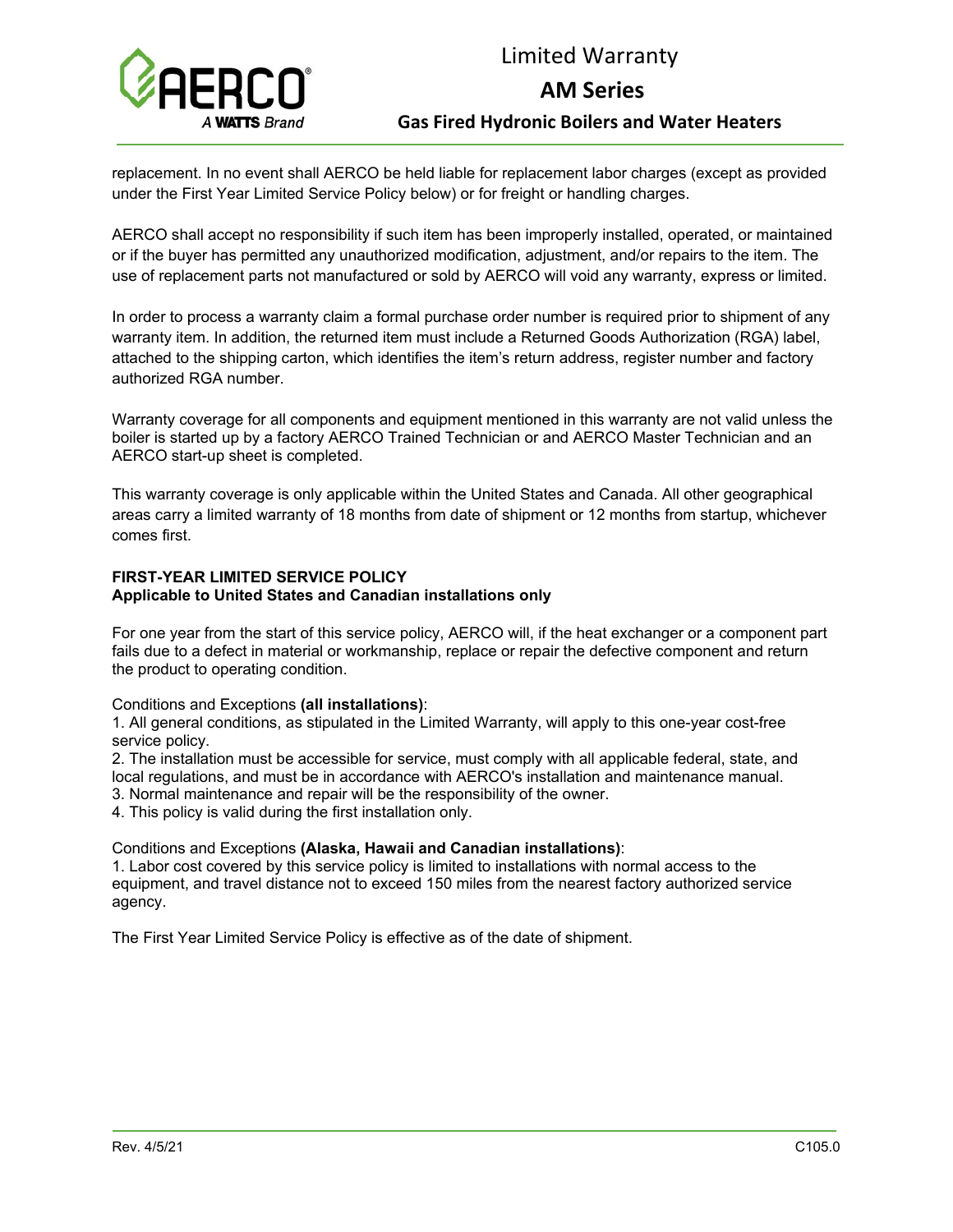replacement. In no event shall AERCO be held liable for replacement labor charges (except as provided under the First Year Limited Service Policy below) or for freight or handling charges.

AERCO shall accept no responsibility if such item has been improperly installed, operated, or maintained or if the buyer has permitted any unauthorized modification, adjustment, and/or repairs to the item. The use of replacement parts not manufactured or sold by AERCO will void any warranty, express or limited.

In order to process a warranty claim a formal purchase order number is required prior to shipment of any warranty item. In addition, the returned item must include a Returned Goods Authorization (RGA) label, attached to the shipping carton, which identifies the item's return address, register number and factory authorized RGA number.

Warranty coverage for all components and equipment mentioned in this warranty are not valid unless the boiler is started up by a factory AERCO Trained Technician or and AERCO Master Technician and an AERCO start-up sheet is completed.

This warranty coverage is only applicable within the United States and Canada. All other geographical areas carry a limited warranty of 18 months from date of shipment or 12 months from startup, whichever comes first.

**FIRST-YEAR LIMITED SERVICE POLICY**
**Applicable to United States and Canadian installations only**

For one year from the start of this service policy, AERCO will, if the heat exchanger or a component part fails due to a defect in material or workmanship, replace or repair the defective component and return the product to operating condition.

Conditions and Exceptions **(all installations)**:

1. All general conditions, as stipulated in the Limited Warranty, will apply to this one-year cost-free service policy.
2. The installation must be accessible for service, must comply with all applicable federal, state, and local regulations, and must be in accordance with AERCO's installation and maintenance manual.
3. Normal maintenance and repair will be the responsibility of the owner.
4. This policy is valid during the first installation only.

Conditions and Exceptions **(Alaska, Hawaii and Canadian installations)**:

1. Labor cost covered by this service policy is limited to installations with normal access to the equipment, and travel distance not to exceed 150 miles from the nearest factory authorized service agency.

The First Year Limited Service Policy is effective as of the date of shipment.